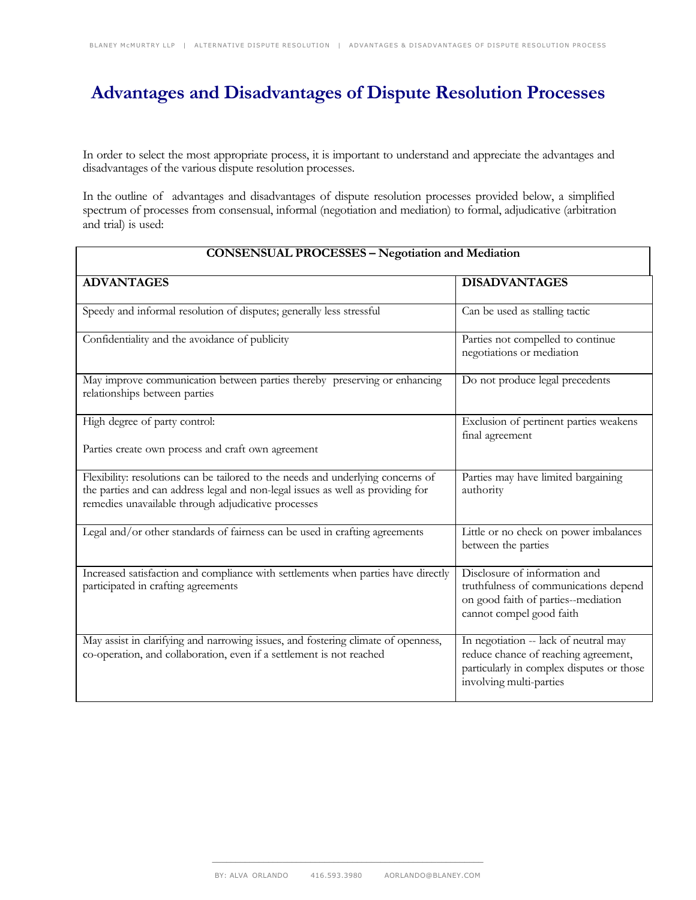# Advantages and Disadvantages of Dispute Resolution Processes

In order to select the most appropriate process, it is important to understand and appreciate the advantages and disadvantages of the various dispute resolution processes.

In the outline of advantages and disadvantages of dispute resolution processes provided below, a simplified spectrum of processes from consensual, informal (negotiation and mediation) to formal, adjudicative (arbitration and trial) is used:

| **CONSENSUAL PROCESSES – Negotiation and Mediation** | |
|---|---|
| **ADVANTAGES** | **DISADVANTAGES** |
| Speedy and informal resolution of disputes; generally less stressful | Can be used as stalling tactic |
| Confidentiality and the avoidance of publicity | Parties not compelled to continue negotiations or mediation |
| May improve communication between parties thereby preserving or enhancing relationships between parties | Do not produce legal precedents |
| High degree of party control:<br><br>Parties create own process and craft own agreement | Exclusion of pertinent parties weakens final agreement |
| Flexibility: resolutions can be tailored to the needs and underlying concerns of the parties and can address legal and non-legal issues as well as providing for remedies unavailable through adjudicative processes | Parties may have limited bargaining authority |
| Legal and/or other standards of fairness can be used in crafting agreements | Little or no check on power imbalances between the parties |
| Increased satisfaction and compliance with settlements when parties have directly participated in crafting agreements | Disclosure of information and truthfulness of communications depend on good faith of parties--mediation cannot compel good faith |
| May assist in clarifying and narrowing issues, and fostering climate of openness, co-operation, and collaboration, even if a settlement is not reached | In negotiation -- lack of neutral may reduce chance of reaching agreement, particularly in complex disputes or those involving multi-parties |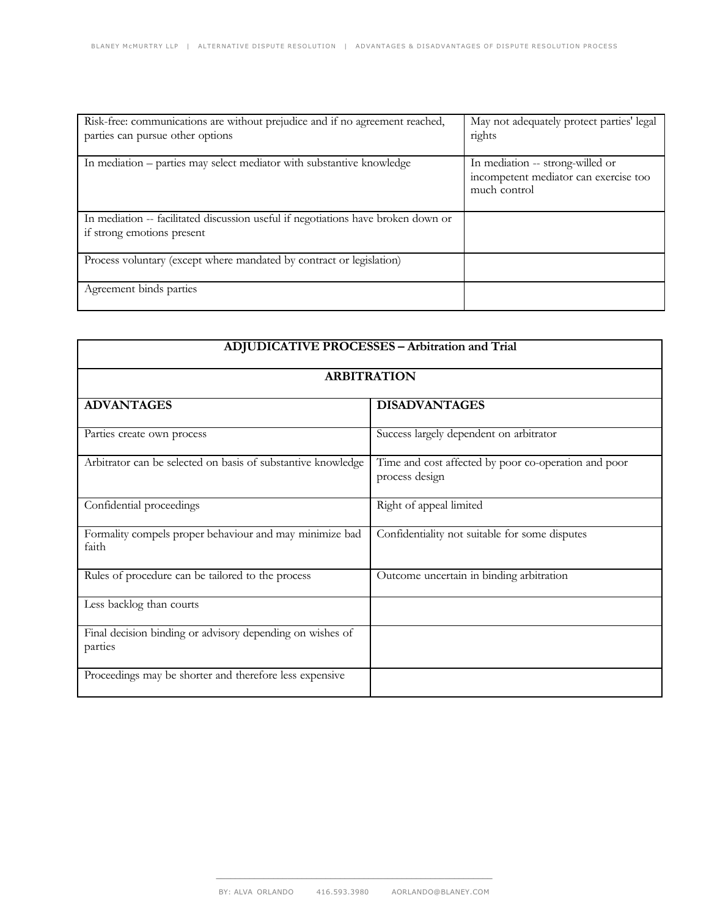| | |
|---|---|
| Risk-free: communications are without prejudice and if no agreement reached, parties can pursue other options | May not adequately protect parties' legal rights |
| In mediation – parties may select mediator with substantive knowledge | In mediation -- strong-willed or incompetent mediator can exercise too much control |
| In mediation -- facilitated discussion useful if negotiations have broken down or if strong emotions present | |
| Process voluntary (except where mandated by contract or legislation) | |
| Agreement binds parties | |

| **ADJUDICATIVE PROCESSES – Arbitration and Trial** | |
|---|---|
| **ARBITRATION** | |
| **ADVANTAGES** | **DISADVANTAGES** |
| Parties create own process | Success largely dependent on arbitrator |
| Arbitrator can be selected on basis of substantive knowledge | Time and cost affected by poor co-operation and poor process design |
| Confidential proceedings | Right of appeal limited |
| Formality compels proper behaviour and may minimize bad faith | Confidentiality not suitable for some disputes |
| Rules of procedure can be tailored to the process | Outcome uncertain in binding arbitration |
| Less backlog than courts | |
| Final decision binding or advisory depending on wishes of parties | |
| Proceedings may be shorter and therefore less expensive | |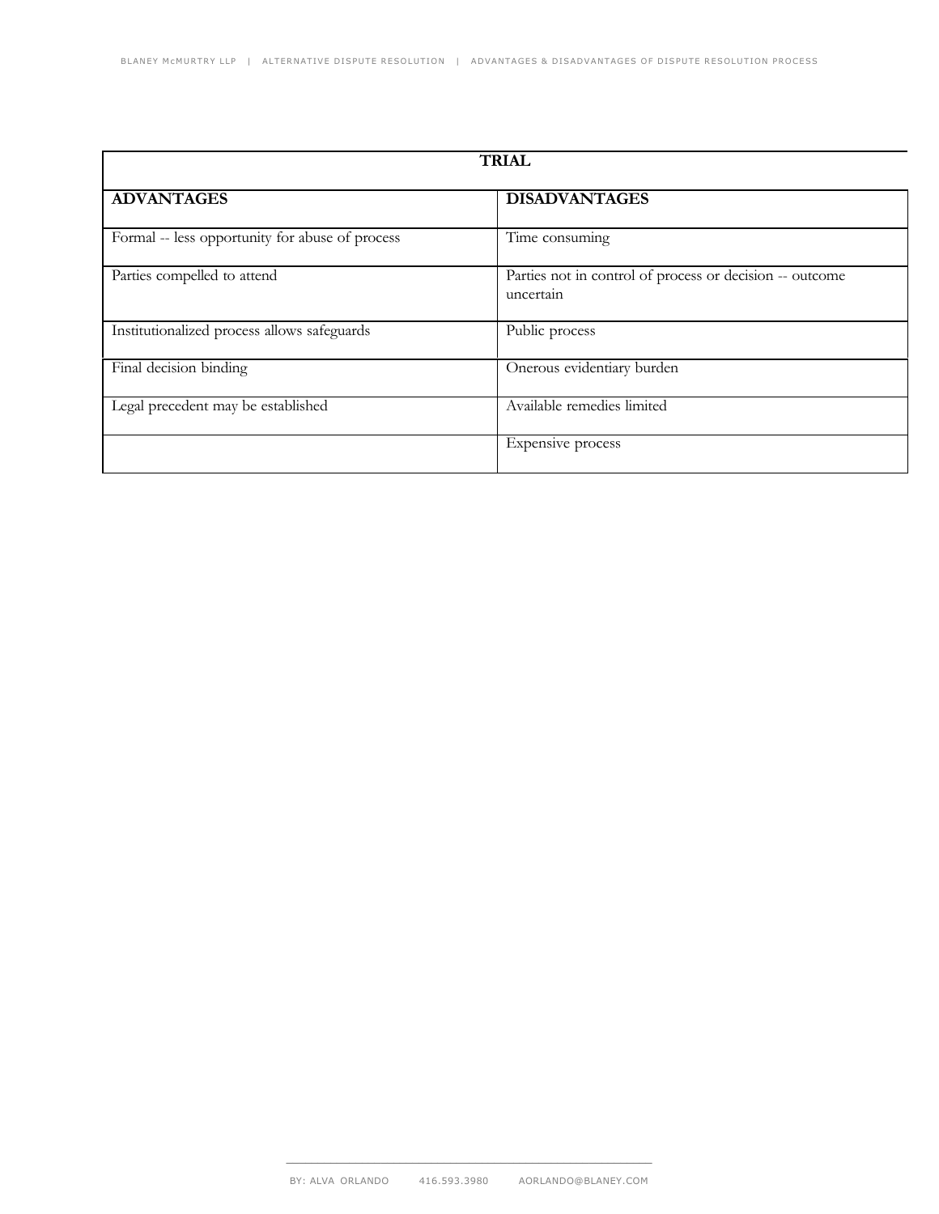| TRIAL | |
|---|---|
| **ADVANTAGES** | **DISADVANTAGES** |
| Formal -- less opportunity for abuse of process | Time consuming |
| Parties compelled to attend | Parties not in control of process or decision -- outcome uncertain |
| Institutionalized process allows safeguards | Public process |
| Final decision binding | Onerous evidentiary burden |
| Legal precedent may be established | Available remedies limited |
| | Expensive process |